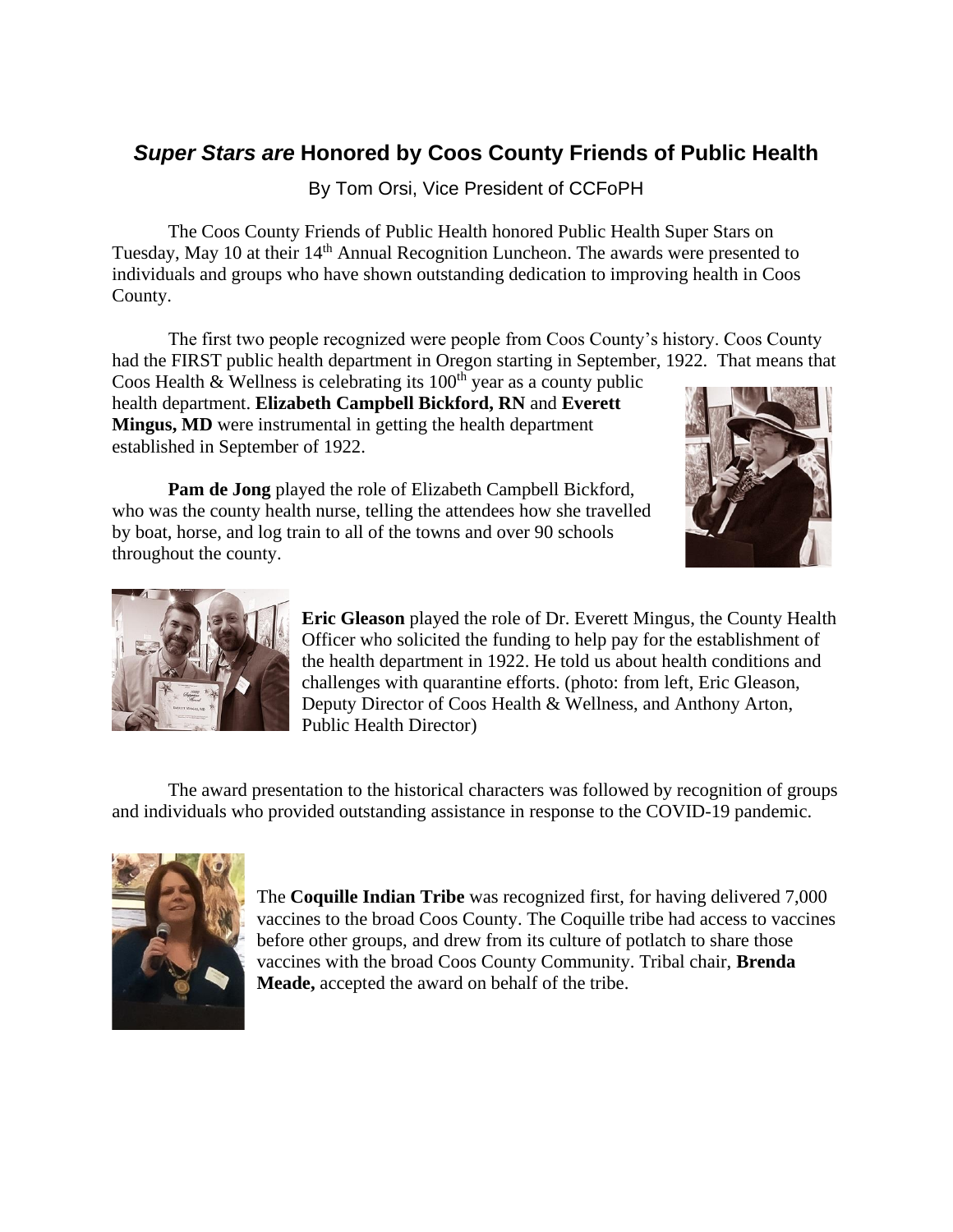# *Super Stars are* Honored by Coos County Friends of Public Health

By Tom Orsi, Vice President of CCFoPH

The Coos County Friends of Public Health honored Public Health Super Stars on Tuesday, May 10 at their 14th Annual Recognition Luncheon. The awards were presented to individuals and groups who have shown outstanding dedication to improving health in Coos County.

The first two people recognized were people from Coos County's history. Coos County had the FIRST public health department in Oregon starting in September, 1922. That means that Coos Health & Wellness is celebrating its 100th year as a county public health department. **Elizabeth Campbell Bickford, RN** and **Everett Mingus, MD** were instrumental in getting the health department established in September of 1922.

**Pam de Jong** played the role of Elizabeth Campbell Bickford, who was the county health nurse, telling the attendees how she travelled by boat, horse, and log train to all of the towns and over 90 schools throughout the county.

**Eric Gleason** played the role of Dr. Everett Mingus, the County Health Officer who solicited the funding to help pay for the establishment of the health department in 1922. He told us about health conditions and challenges with quarantine efforts. (photo: from left, Eric Gleason, Deputy Director of Coos Health & Wellness, and Anthony Arton, Public Health Director)

The award presentation to the historical characters was followed by recognition of groups and individuals who provided outstanding assistance in response to the COVID-19 pandemic.

The **Coquille Indian Tribe** was recognized first, for having delivered 7,000 vaccines to the broad Coos County. The Coquille tribe had access to vaccines before other groups, and drew from its culture of potlatch to share those vaccines with the broad Coos County Community. Tribal chair, **Brenda Meade,** accepted the award on behalf of the tribe.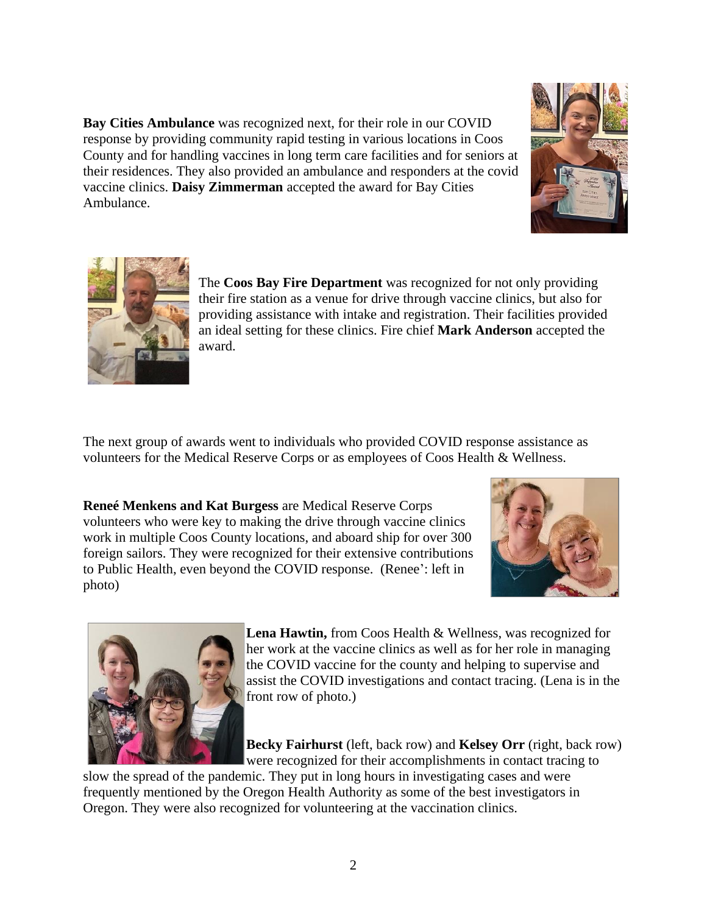**Bay Cities Ambulance** was recognized next, for their role in our COVID response by providing community rapid testing in various locations in Coos County and for handling vaccines in long term care facilities and for seniors at their residences. They also provided an ambulance and responders at the covid vaccine clinics. **Daisy Zimmerman** accepted the award for Bay Cities Ambulance.

The **Coos Bay Fire Department** was recognized for not only providing their fire station as a venue for drive through vaccine clinics, but also for providing assistance with intake and registration. Their facilities provided an ideal setting for these clinics. Fire chief **Mark Anderson** accepted the award.

The next group of awards went to individuals who provided COVID response assistance as volunteers for the Medical Reserve Corps or as employees of Coos Health & Wellness.

**Reneé Menkens and Kat Burgess** are Medical Reserve Corps volunteers who were key to making the drive through vaccine clinics work in multiple Coos County locations, and aboard ship for over 300 foreign sailors. They were recognized for their extensive contributions to Public Health, even beyond the COVID response. (Renee': left in photo)

**Lena Hawtin,** from Coos Health & Wellness, was recognized for her work at the vaccine clinics as well as for her role in managing the COVID vaccine for the county and helping to supervise and assist the COVID investigations and contact tracing. (Lena is in the front row of photo.)

**Becky Fairhurst** (left, back row) and **Kelsey Orr** (right, back row) were recognized for their accomplishments in contact tracing to slow the spread of the pandemic. They put in long hours in investigating cases and were frequently mentioned by the Oregon Health Authority as some of the best investigators in Oregon. They were also recognized for volunteering at the vaccination clinics.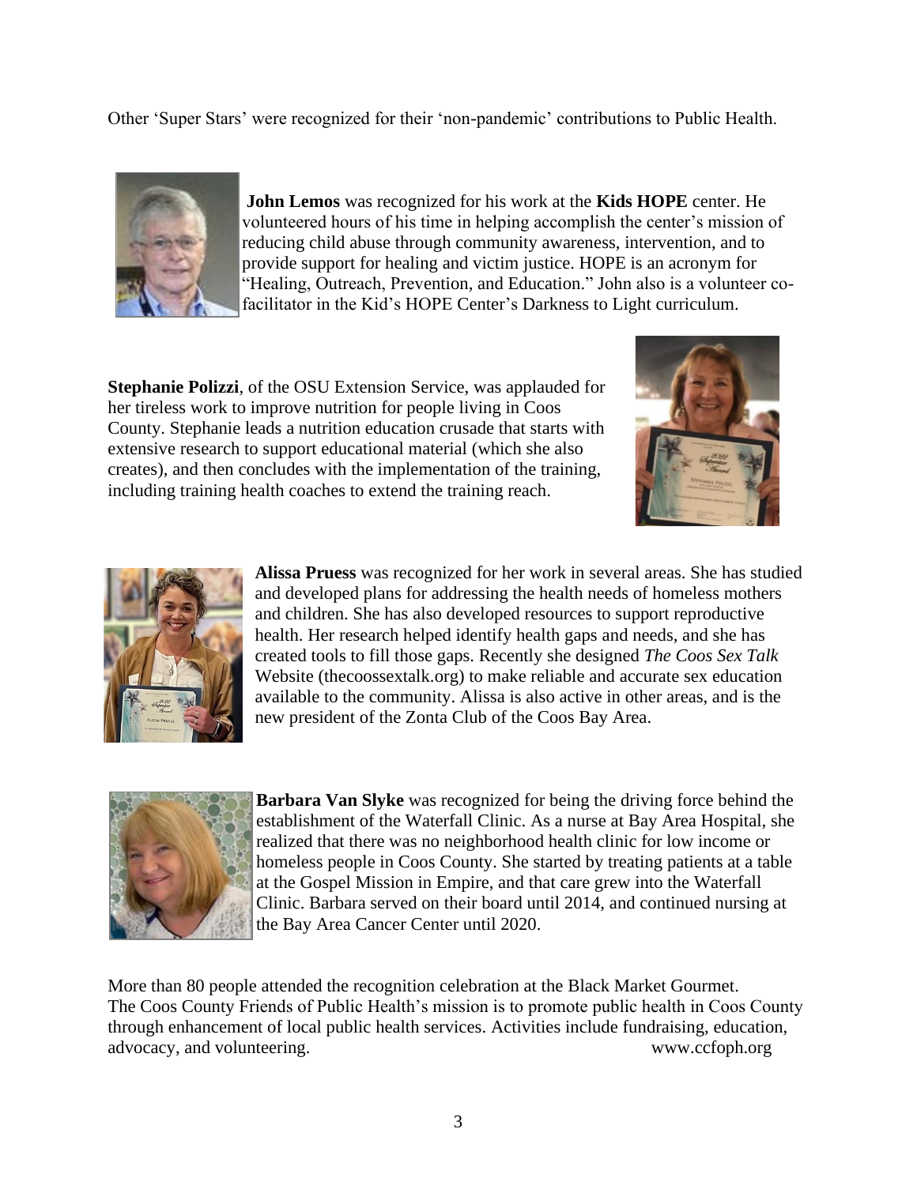Other 'Super Stars' were recognized for their 'non-pandemic' contributions to Public Health.

**John Lemos** was recognized for his work at the **Kids HOPE** center. He volunteered hours of his time in helping accomplish the center's mission of reducing child abuse through community awareness, intervention, and to provide support for healing and victim justice. HOPE is an acronym for "Healing, Outreach, Prevention, and Education." John also is a volunteer co-facilitator in the Kid's HOPE Center's Darkness to Light curriculum.

**Stephanie Polizzi**, of the OSU Extension Service, was applauded for her tireless work to improve nutrition for people living in Coos County. Stephanie leads a nutrition education crusade that starts with extensive research to support educational material (which she also creates), and then concludes with the implementation of the training, including training health coaches to extend the training reach.

**Alissa Pruess** was recognized for her work in several areas. She has studied and developed plans for addressing the health needs of homeless mothers and children. She has also developed resources to support reproductive health. Her research helped identify health gaps and needs, and she has created tools to fill those gaps. Recently she designed *The Coos Sex Talk* Website (thecoossextalk.org) to make reliable and accurate sex education available to the community. Alissa is also active in other areas, and is the new president of the Zonta Club of the Coos Bay Area.

**Barbara Van Slyke** was recognized for being the driving force behind the establishment of the Waterfall Clinic. As a nurse at Bay Area Hospital, she realized that there was no neighborhood health clinic for low income or homeless people in Coos County. She started by treating patients at a table at the Gospel Mission in Empire, and that care grew into the Waterfall Clinic. Barbara served on their board until 2014, and continued nursing at the Bay Area Cancer Center until 2020.

More than 80 people attended the recognition celebration at the Black Market Gourmet.
The Coos County Friends of Public Health's mission is to promote public health in Coos County through enhancement of local public health services. Activities include fundraising, education, advocacy, and volunteering. www.ccfoph.org